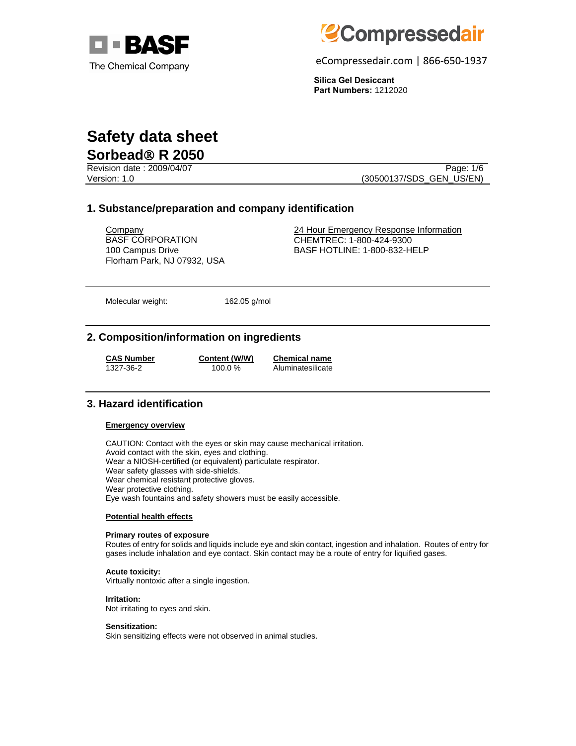BASF
The Chemical Company

eCompressedair

eCompressedair.com | 866-650-1937

**Silica Gel Desiccant**
**Part Numbers:** 1212020

# Safety data sheet
## Sorbead® R 2050

Revision date : 2009/04/07
Version: 1.0

(30500137/SDS_GEN_US/EN)

## 1. Substance/preparation and company identification

Company
BASF CORPORATION
100 Campus Drive
Florham Park, NJ 07932, USA

24 Hour Emergency Response Information
CHEMTREC: 1-800-424-9300
BASF HOTLINE: 1-800-832-HELP

Molecular weight: 162.05 g/mol

## 2. Composition/information on ingredients

| CAS Number | Content (W/W) | Chemical name |
|---|---|---|
| 1327-36-2 | 100.0 % | Aluminatesilicate |

## 3. Hazard identification

**Emergency overview**

CAUTION: Contact with the eyes or skin may cause mechanical irritation.
Avoid contact with the skin, eyes and clothing.
Wear a NIOSH-certified (or equivalent) particulate respirator.
Wear safety glasses with side-shields.
Wear chemical resistant protective gloves.
Wear protective clothing.
Eye wash fountains and safety showers must be easily accessible.

**Potential health effects**

**Primary routes of exposure**
Routes of entry for solids and liquids include eye and skin contact, ingestion and inhalation. Routes of entry for gases include inhalation and eye contact. Skin contact may be a route of entry for liquified gases.

**Acute toxicity:**
Virtually nontoxic after a single ingestion.

**Irritation:**
Not irritating to eyes and skin.

**Sensitization:**
Skin sensitizing effects were not observed in animal studies.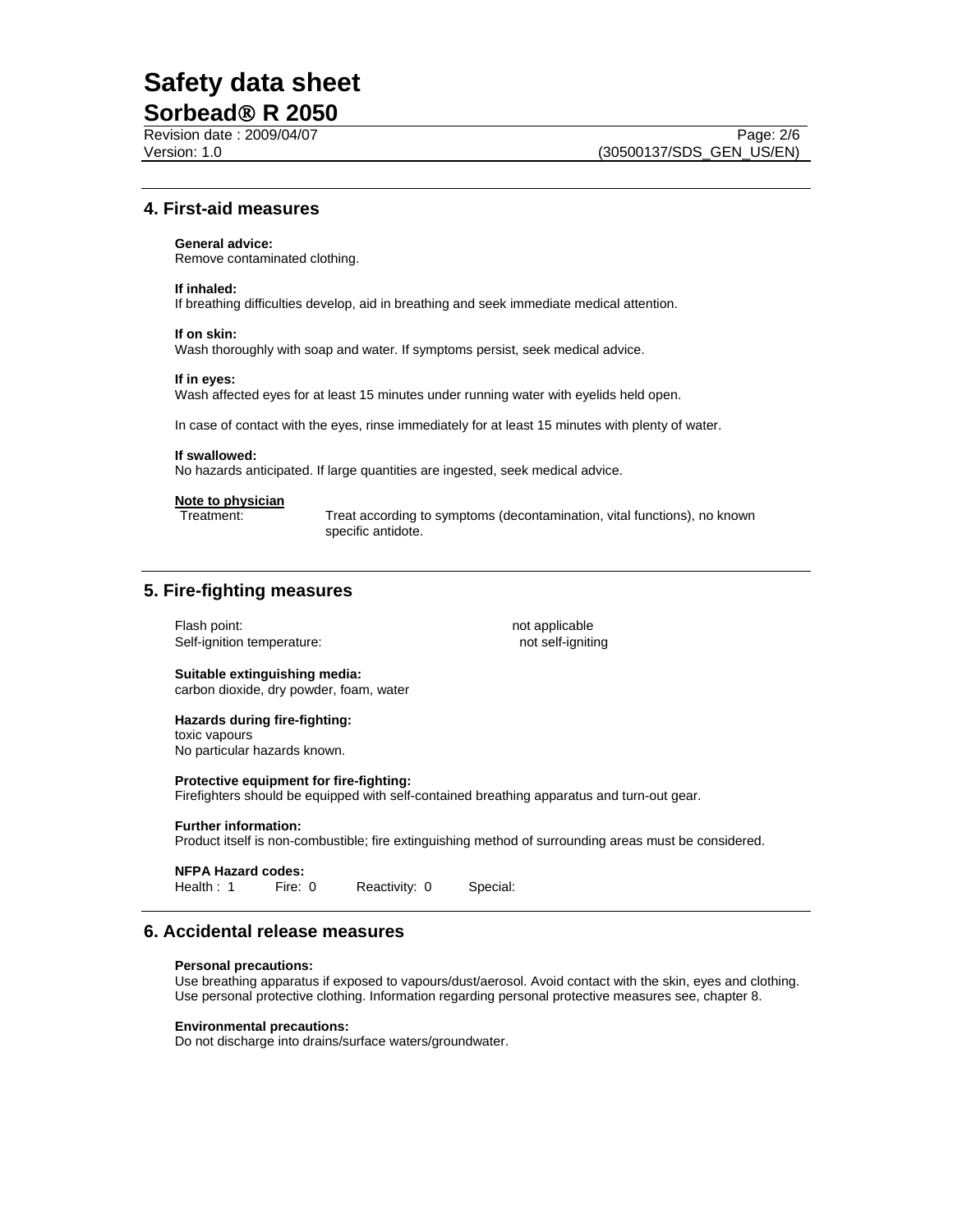## 4. First-aid measures

**General advice:**
Remove contaminated clothing.

**If inhaled:**
If breathing difficulties develop, aid in breathing and seek immediate medical attention.

**If on skin:**
Wash thoroughly with soap and water. If symptoms persist, seek medical advice.

**If in eyes:**
Wash affected eyes for at least 15 minutes under running water with eyelids held open.

In case of contact with the eyes, rinse immediately for at least 15 minutes with plenty of water.

**If swallowed:**
No hazards anticipated. If large quantities are ingested, seek medical advice.

**Note to physician**

Treatment: Treat according to symptoms (decontamination, vital functions), no known specific antidote.

## 5. Fire-fighting measures

Flash point: not applicable
Self-ignition temperature: not self-igniting

**Suitable extinguishing media:**
carbon dioxide, dry powder, foam, water

**Hazards during fire-fighting:**
toxic vapours
No particular hazards known.

**Protective equipment for fire-fighting:**
Firefighters should be equipped with self-contained breathing apparatus and turn-out gear.

**Further information:**
Product itself is non-combustible; fire extinguishing method of surrounding areas must be considered.

**NFPA Hazard codes:**
Health : 1 Fire: 0 Reactivity: 0 Special:

## 6. Accidental release measures

**Personal precautions:**
Use breathing apparatus if exposed to vapours/dust/aerosol. Avoid contact with the skin, eyes and clothing. Use personal protective clothing. Information regarding personal protective measures see, chapter 8.

**Environmental precautions:**
Do not discharge into drains/surface waters/groundwater.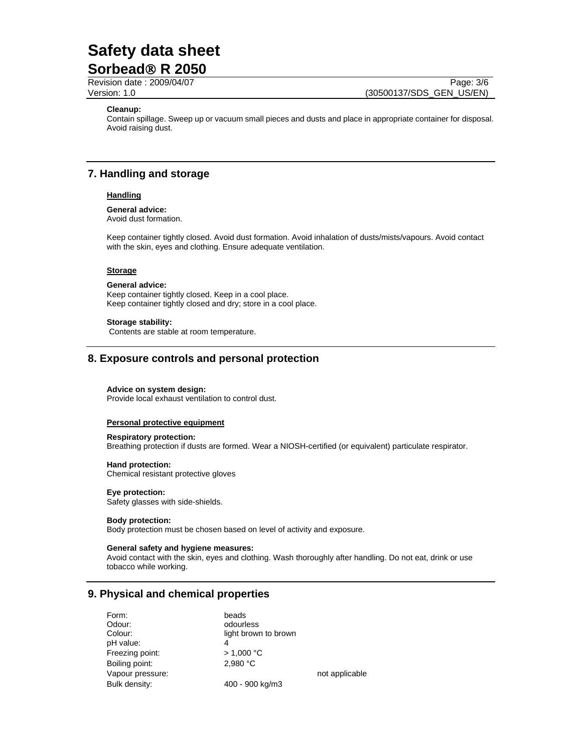**Cleanup:**
Contain spillage. Sweep up or vacuum small pieces and dusts and place in appropriate container for disposal. Avoid raising dust.

## 7. Handling and storage

### Handling

**General advice:**
Avoid dust formation.

Keep container tightly closed. Avoid dust formation. Avoid inhalation of dusts/mists/vapours. Avoid contact with the skin, eyes and clothing. Ensure adequate ventilation.

### Storage

**General advice:**
Keep container tightly closed. Keep in a cool place.
Keep container tightly closed and dry; store in a cool place.

**Storage stability:**
Contents are stable at room temperature.

## 8. Exposure controls and personal protection

**Advice on system design:**
Provide local exhaust ventilation to control dust.

### Personal protective equipment

**Respiratory protection:**
Breathing protection if dusts are formed. Wear a NIOSH-certified (or equivalent) particulate respirator.

**Hand protection:**
Chemical resistant protective gloves

**Eye protection:**
Safety glasses with side-shields.

**Body protection:**
Body protection must be chosen based on level of activity and exposure.

**General safety and hygiene measures:**
Avoid contact with the skin, eyes and clothing. Wash thoroughly after handling. Do not eat, drink or use tobacco while working.

## 9. Physical and chemical properties

| | | |
|---|---|---|
| Form: | beads | |
| Odour: | odourless | |
| Colour: | light brown to brown | |
| pH value: | 4 | |
| Freezing point: | > 1,000 °C | |
| Boiling point: | 2,980 °C | |
| Vapour pressure: | | not applicable |
| Bulk density: | 400 - 900 kg/m3 | |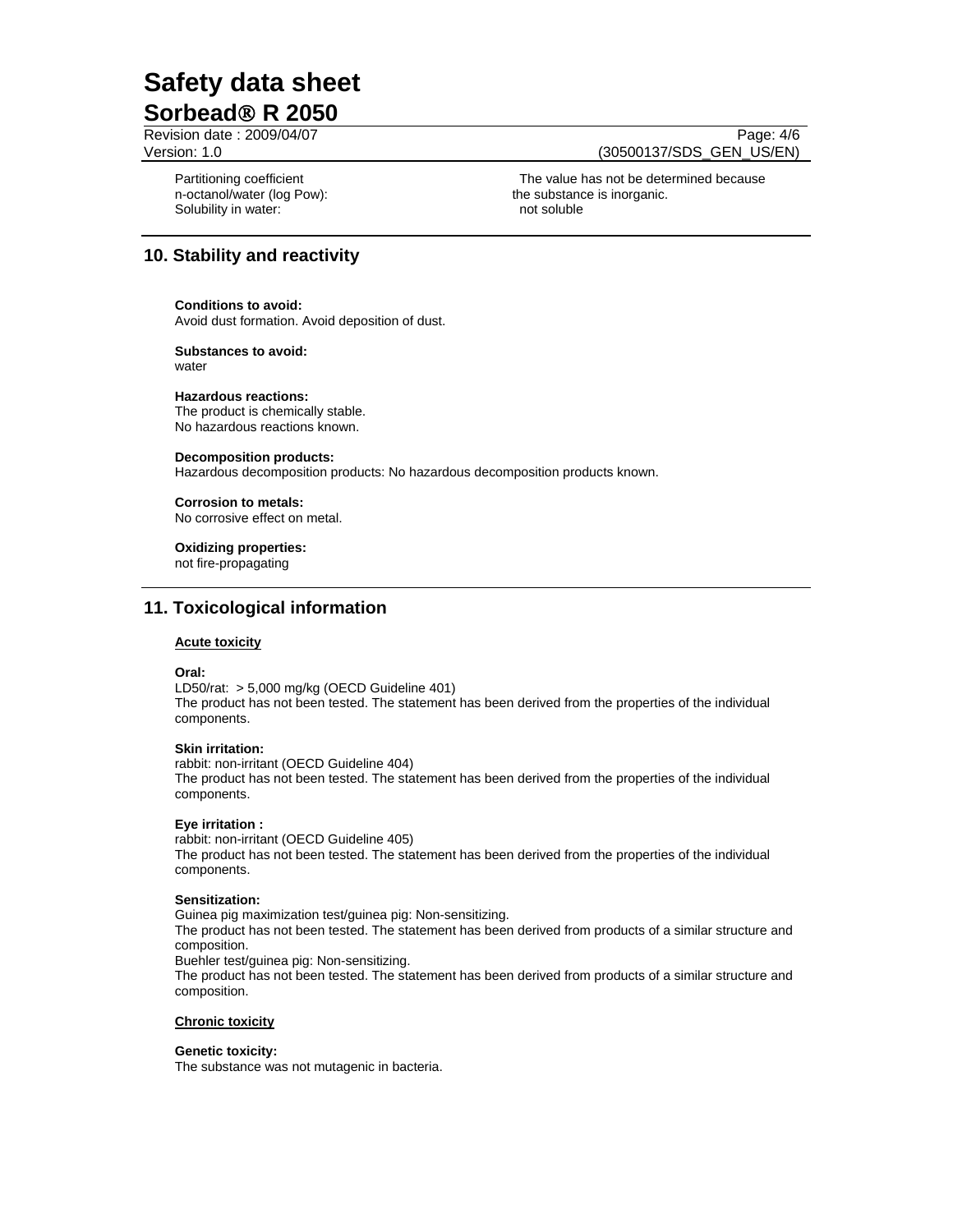Partitioning coefficient n-octanol/water (log Pow): The value has not be determined because the substance is inorganic.

Solubility in water: not soluble

## 10. Stability and reactivity

**Conditions to avoid:**
Avoid dust formation. Avoid deposition of dust.

**Substances to avoid:**
water

**Hazardous reactions:**
The product is chemically stable.
No hazardous reactions known.

**Decomposition products:**
Hazardous decomposition products: No hazardous decomposition products known.

**Corrosion to metals:**
No corrosive effect on metal.

**Oxidizing properties:**
not fire-propagating

## 11. Toxicological information

### Acute toxicity

**Oral:**
LD50/rat: > 5,000 mg/kg (OECD Guideline 401)
The product has not been tested. The statement has been derived from the properties of the individual components.

**Skin irritation:**
rabbit: non-irritant (OECD Guideline 404)
The product has not been tested. The statement has been derived from the properties of the individual components.

**Eye irritation :**
rabbit: non-irritant (OECD Guideline 405)
The product has not been tested. The statement has been derived from the properties of the individual components.

**Sensitization:**
Guinea pig maximization test/guinea pig: Non-sensitizing.
The product has not been tested. The statement has been derived from products of a similar structure and composition.
Buehler test/guinea pig: Non-sensitizing.
The product has not been tested. The statement has been derived from products of a similar structure and composition.

### Chronic toxicity

**Genetic toxicity:**
The substance was not mutagenic in bacteria.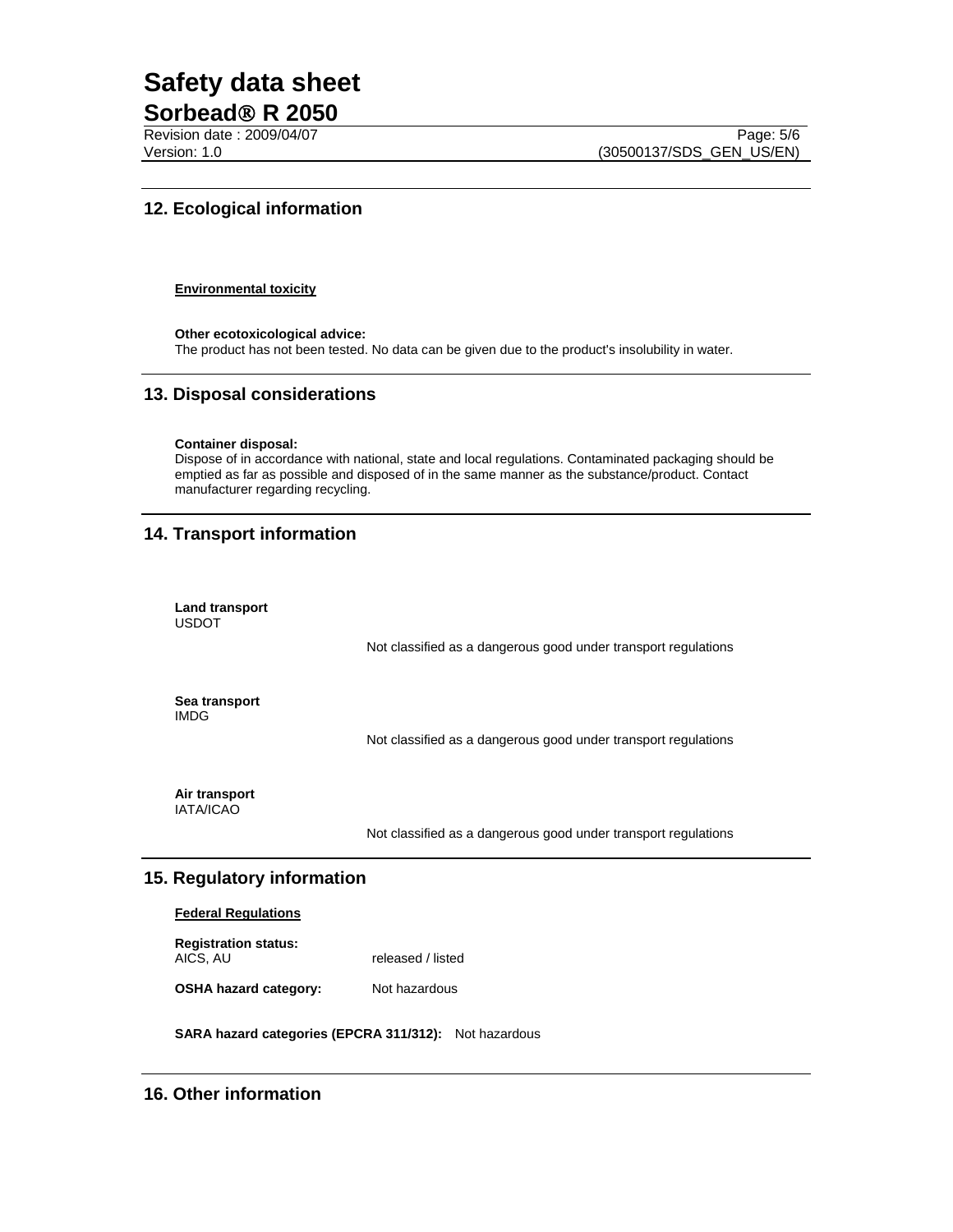## 12. Ecological information

**Environmental toxicity**

**Other ecotoxicological advice:**
The product has not been tested. No data can be given due to the product's insolubility in water.

## 13. Disposal considerations

**Container disposal:**
Dispose of in accordance with national, state and local regulations. Contaminated packaging should be emptied as far as possible and disposed of in the same manner as the substance/product. Contact manufacturer regarding recycling.

## 14. Transport information

**Land transport**
USDOT

Not classified as a dangerous good under transport regulations

**Sea transport**
IMDG

Not classified as a dangerous good under transport regulations

**Air transport**
IATA/ICAO

Not classified as a dangerous good under transport regulations

## 15. Regulatory information

**Federal Regulations**

**Registration status:**
AICS, AU released / listed

**OSHA hazard category:** Not hazardous

**SARA hazard categories (EPCRA 311/312):** Not hazardous

## 16. Other information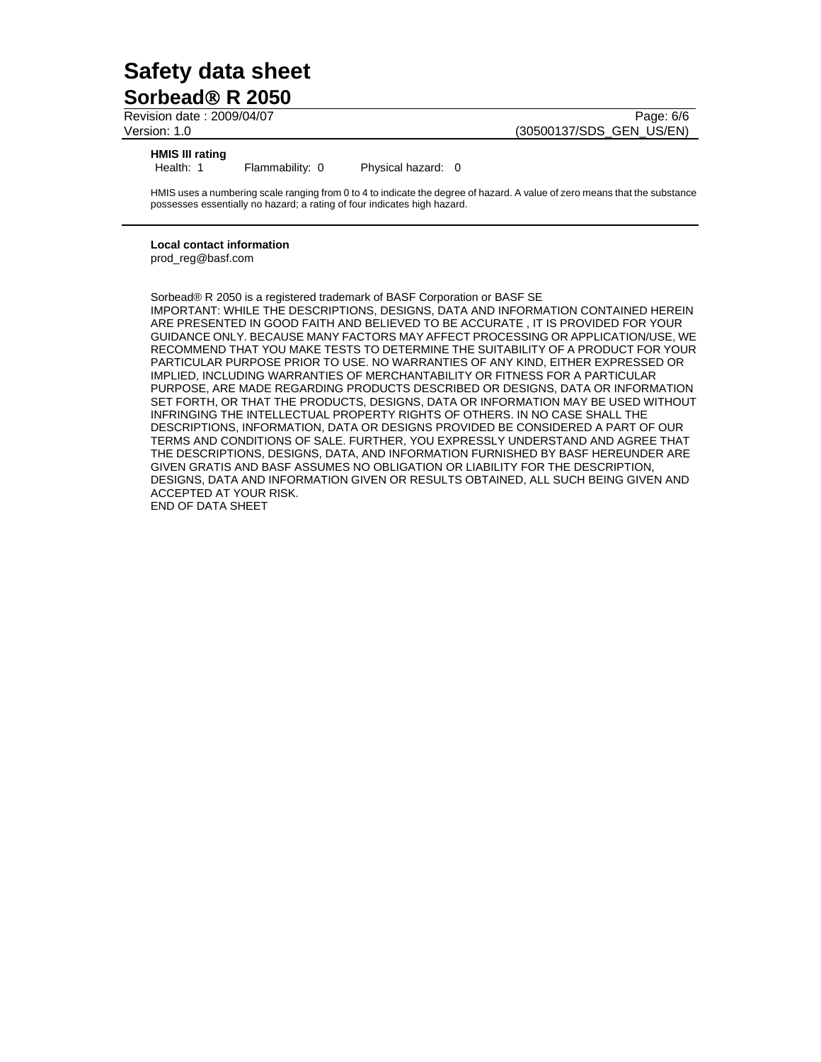**HMIS III rating**

Health: 1 Flammability: 0 Physical hazard: 0

HMIS uses a numbering scale ranging from 0 to 4 to indicate the degree of hazard. A value of zero means that the substance possesses essentially no hazard; a rating of four indicates high hazard.

---

**Local contact information**

prod_reg@basf.com

Sorbead® R 2050 is a registered trademark of BASF Corporation or BASF SE

IMPORTANT: WHILE THE DESCRIPTIONS, DESIGNS, DATA AND INFORMATION CONTAINED HEREIN ARE PRESENTED IN GOOD FAITH AND BELIEVED TO BE ACCURATE , IT IS PROVIDED FOR YOUR GUIDANCE ONLY. BECAUSE MANY FACTORS MAY AFFECT PROCESSING OR APPLICATION/USE, WE RECOMMEND THAT YOU MAKE TESTS TO DETERMINE THE SUITABILITY OF A PRODUCT FOR YOUR PARTICULAR PURPOSE PRIOR TO USE. NO WARRANTIES OF ANY KIND, EITHER EXPRESSED OR IMPLIED, INCLUDING WARRANTIES OF MERCHANTABILITY OR FITNESS FOR A PARTICULAR PURPOSE, ARE MADE REGARDING PRODUCTS DESCRIBED OR DESIGNS, DATA OR INFORMATION SET FORTH, OR THAT THE PRODUCTS, DESIGNS, DATA OR INFORMATION MAY BE USED WITHOUT INFRINGING THE INTELLECTUAL PROPERTY RIGHTS OF OTHERS. IN NO CASE SHALL THE DESCRIPTIONS, INFORMATION, DATA OR DESIGNS PROVIDED BE CONSIDERED A PART OF OUR TERMS AND CONDITIONS OF SALE. FURTHER, YOU EXPRESSLY UNDERSTAND AND AGREE THAT THE DESCRIPTIONS, DESIGNS, DATA, AND INFORMATION FURNISHED BY BASF HEREUNDER ARE GIVEN GRATIS AND BASF ASSUMES NO OBLIGATION OR LIABILITY FOR THE DESCRIPTION, DESIGNS, DATA AND INFORMATION GIVEN OR RESULTS OBTAINED, ALL SUCH BEING GIVEN AND ACCEPTED AT YOUR RISK.

END OF DATA SHEET